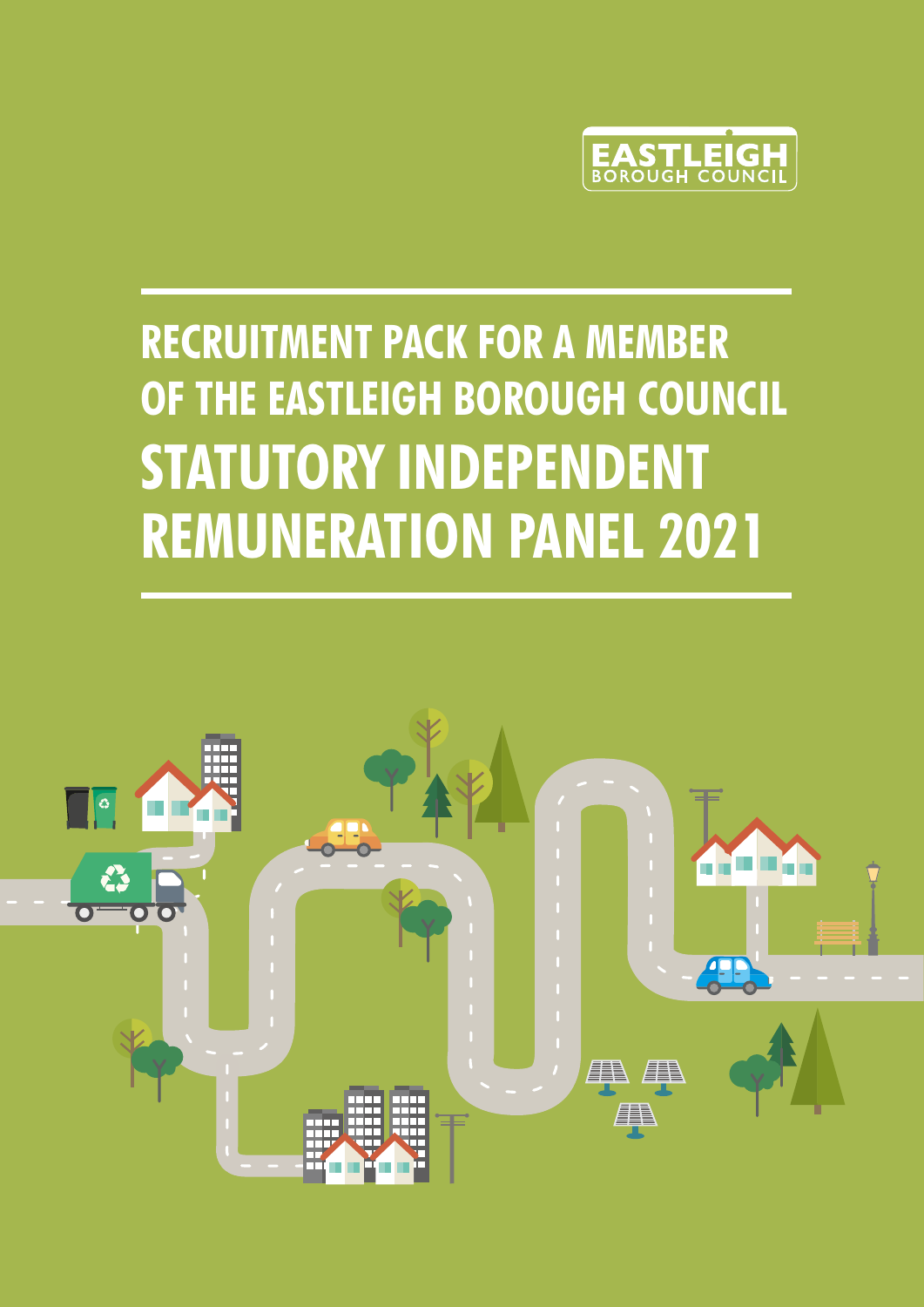EASTLEIGH BOROUGH COUNCIL

# RECRUITMENT PACK FOR A MEMBER OF THE EASTLEIGH BOROUGH COUNCIL STATUTORY INDEPENDENT REMUNERATION PANEL 2021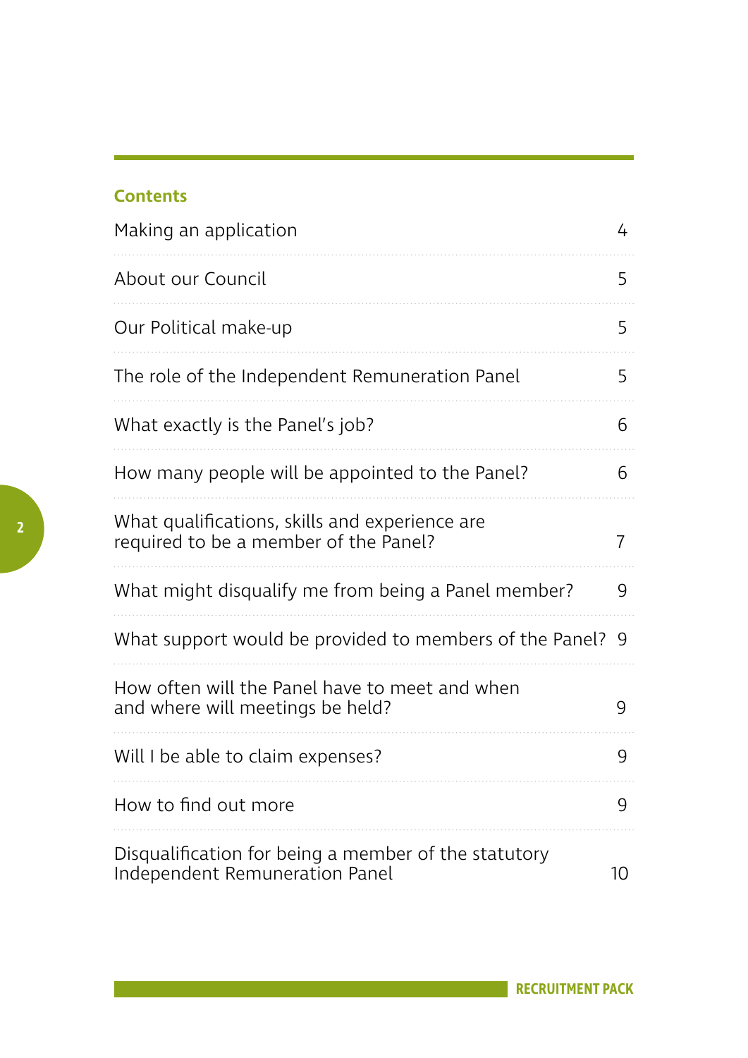## Contents

| | |
|---|---|
| Making an application | 4 |
| About our Council | 5 |
| Our Political make-up | 5 |
| The role of the Independent Remuneration Panel | 5 |
| What exactly is the Panel's job? | 6 |
| How many people will be appointed to the Panel? | 6 |
| What qualifications, skills and experience are required to be a member of the Panel? | 7 |
| What might disqualify me from being a Panel member? | 9 |
| What support would be provided to members of the Panel? | 9 |
| How often will the Panel have to meet and when and where will meetings be held? | 9 |
| Will I be able to claim expenses? | 9 |
| How to find out more | 9 |
| Disqualification for being a member of the statutory Independent Remuneration Panel | 10 |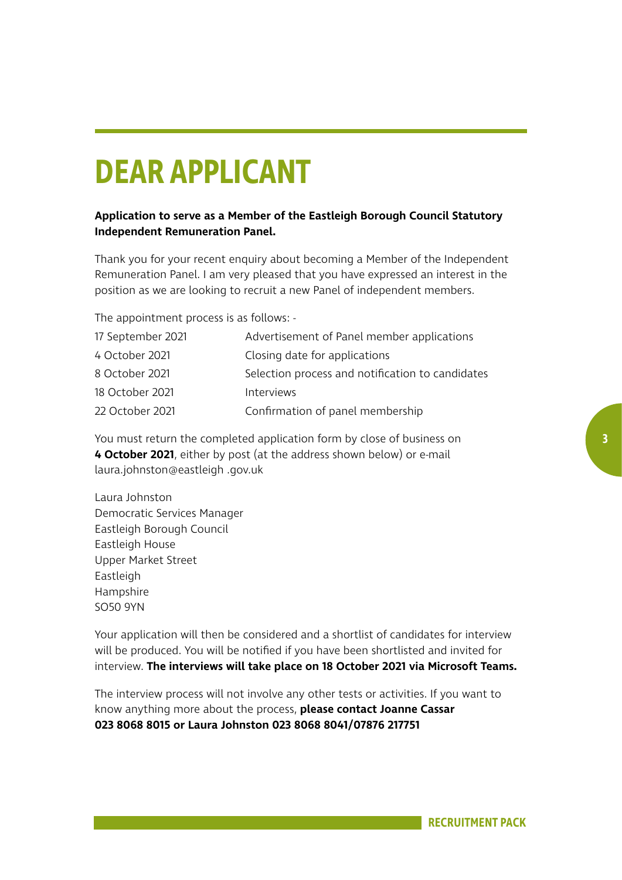# DEAR APPLICANT

**Application to serve as a Member of the Eastleigh Borough Council Statutory Independent Remuneration Panel.**

Thank you for your recent enquiry about becoming a Member of the Independent Remuneration Panel. I am very pleased that you have expressed an interest in the position as we are looking to recruit a new Panel of independent members.

The appointment process is as follows: -

| | |
|---|---|
| 17 September 2021 | Advertisement of Panel member applications |
| 4 October 2021 | Closing date for applications |
| 8 October 2021 | Selection process and notification to candidates |
| 18 October 2021 | Interviews |
| 22 October 2021 | Confirmation of panel membership |

You must return the completed application form by close of business on **4 October 2021**, either by post (at the address shown below) or e-mail laura.johnston@eastleigh .gov.uk

Laura Johnston
Democratic Services Manager
Eastleigh Borough Council
Eastleigh House
Upper Market Street
Eastleigh
Hampshire
SO50 9YN

Your application will then be considered and a shortlist of candidates for interview will be produced. You will be notified if you have been shortlisted and invited for interview. **The interviews will take place on 18 October 2021 via Microsoft Teams.**

The interview process will not involve any other tests or activities. If you want to know anything more about the process, **please contact Joanne Cassar 023 8068 8015 or Laura Johnston 023 8068 8041/07876 217751**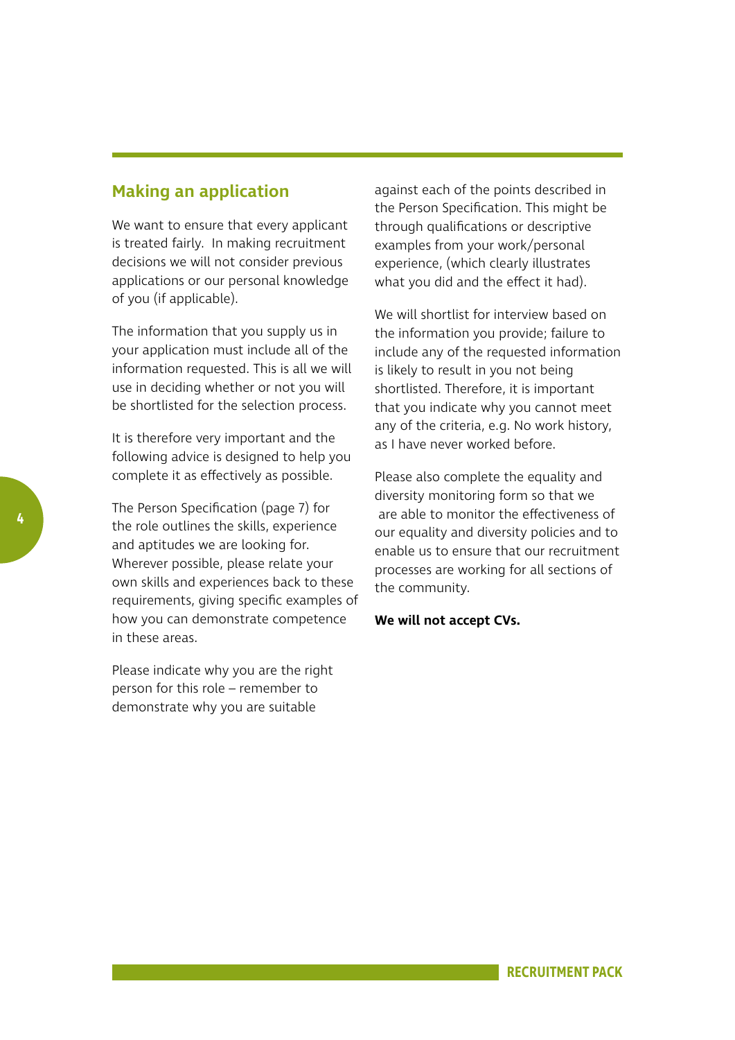## Making an application

We want to ensure that every applicant is treated fairly. In making recruitment decisions we will not consider previous applications or our personal knowledge of you (if applicable).

The information that you supply us in your application must include all of the information requested. This is all we will use in deciding whether or not you will be shortlisted for the selection process.

It is therefore very important and the following advice is designed to help you complete it as effectively as possible.

The Person Specification (page 7) for the role outlines the skills, experience and aptitudes we are looking for. Wherever possible, please relate your own skills and experiences back to these requirements, giving specific examples of how you can demonstrate competence in these areas.

Please indicate why you are the right person for this role – remember to demonstrate why you are suitable against each of the points described in the Person Specification. This might be through qualifications or descriptive examples from your work/personal experience, (which clearly illustrates what you did and the effect it had).

We will shortlist for interview based on the information you provide; failure to include any of the requested information is likely to result in you not being shortlisted. Therefore, it is important that you indicate why you cannot meet any of the criteria, e.g. No work history, as I have never worked before.

Please also complete the equality and diversity monitoring form so that we are able to monitor the effectiveness of our equality and diversity policies and to enable us to ensure that our recruitment processes are working for all sections of the community.

**We will not accept CVs.**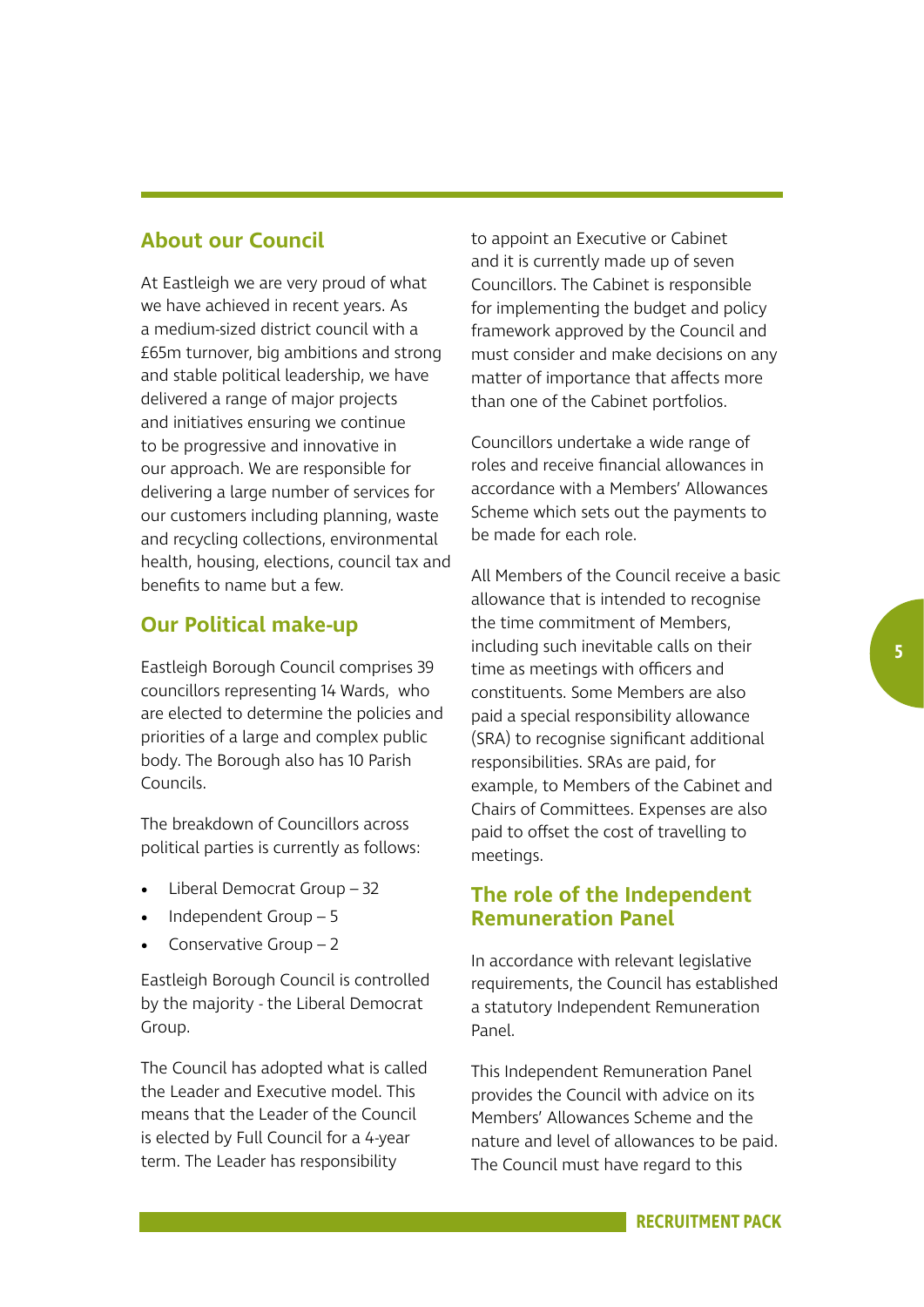## About our Council

At Eastleigh we are very proud of what we have achieved in recent years. As a medium-sized district council with a £65m turnover, big ambitions and strong and stable political leadership, we have delivered a range of major projects and initiatives ensuring we continue to be progressive and innovative in our approach. We are responsible for delivering a large number of services for our customers including planning, waste and recycling collections, environmental health, housing, elections, council tax and benefits to name but a few.

## Our Political make-up

Eastleigh Borough Council comprises 39 councillors representing 14 Wards, who are elected to determine the policies and priorities of a large and complex public body. The Borough also has 10 Parish Councils.

The breakdown of Councillors across political parties is currently as follows:

- Liberal Democrat Group – 32
- Independent Group – 5
- Conservative Group – 2

Eastleigh Borough Council is controlled by the majority - the Liberal Democrat Group.

The Council has adopted what is called the Leader and Executive model. This means that the Leader of the Council is elected by Full Council for a 4-year term. The Leader has responsibility to appoint an Executive or Cabinet and it is currently made up of seven Councillors. The Cabinet is responsible for implementing the budget and policy framework approved by the Council and must consider and make decisions on any matter of importance that affects more than one of the Cabinet portfolios.

Councillors undertake a wide range of roles and receive financial allowances in accordance with a Members' Allowances Scheme which sets out the payments to be made for each role.

All Members of the Council receive a basic allowance that is intended to recognise the time commitment of Members, including such inevitable calls on their time as meetings with officers and constituents. Some Members are also paid a special responsibility allowance (SRA) to recognise significant additional responsibilities. SRAs are paid, for example, to Members of the Cabinet and Chairs of Committees. Expenses are also paid to offset the cost of travelling to meetings.

## The role of the Independent Remuneration Panel

In accordance with relevant legislative requirements, the Council has established a statutory Independent Remuneration Panel.

This Independent Remuneration Panel provides the Council with advice on its Members' Allowances Scheme and the nature and level of allowances to be paid. The Council must have regard to this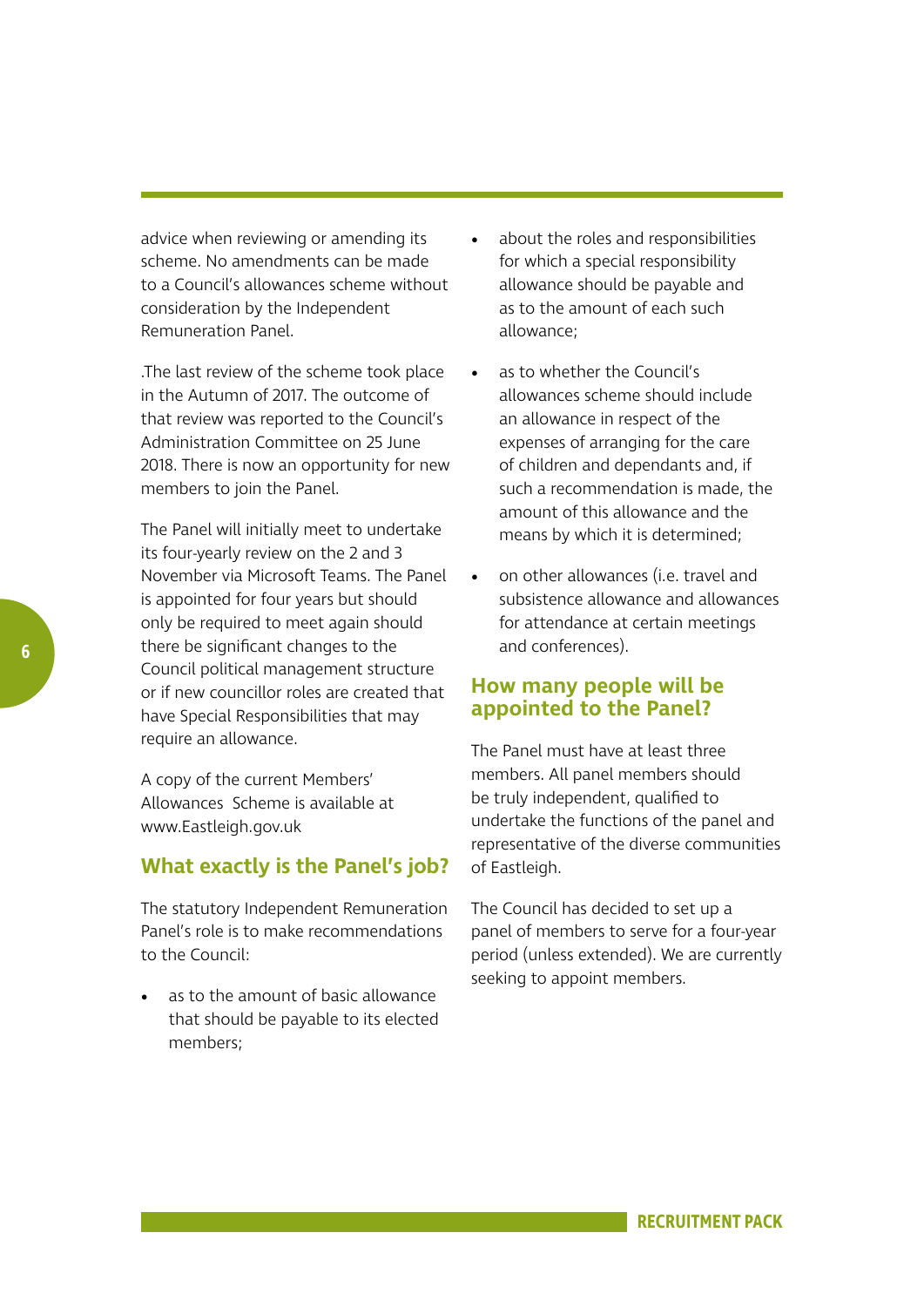advice when reviewing or amending its scheme. No amendments can be made to a Council's allowances scheme without consideration by the Independent Remuneration Panel.

.The last review of the scheme took place in the Autumn of 2017. The outcome of that review was reported to the Council's Administration Committee on 25 June 2018. There is now an opportunity for new members to join the Panel.

The Panel will initially meet to undertake its four-yearly review on the 2 and 3 November via Microsoft Teams. The Panel is appointed for four years but should only be required to meet again should there be significant changes to the Council political management structure or if new councillor roles are created that have Special Responsibilities that may require an allowance.

A copy of the current Members' Allowances Scheme is available at www.Eastleigh.gov.uk

## What exactly is the Panel's job?

The statutory Independent Remuneration Panel's role is to make recommendations to the Council:

- as to the amount of basic allowance that should be payable to its elected members;
- about the roles and responsibilities for which a special responsibility allowance should be payable and as to the amount of each such allowance;
- as to whether the Council's allowances scheme should include an allowance in respect of the expenses of arranging for the care of children and dependants and, if such a recommendation is made, the amount of this allowance and the means by which it is determined;
- on other allowances (i.e. travel and subsistence allowance and allowances for attendance at certain meetings and conferences).

## How many people will be appointed to the Panel?

The Panel must have at least three members. All panel members should be truly independent, qualified to undertake the functions of the panel and representative of the diverse communities of Eastleigh.

The Council has decided to set up a panel of members to serve for a four-year period (unless extended). We are currently seeking to appoint members.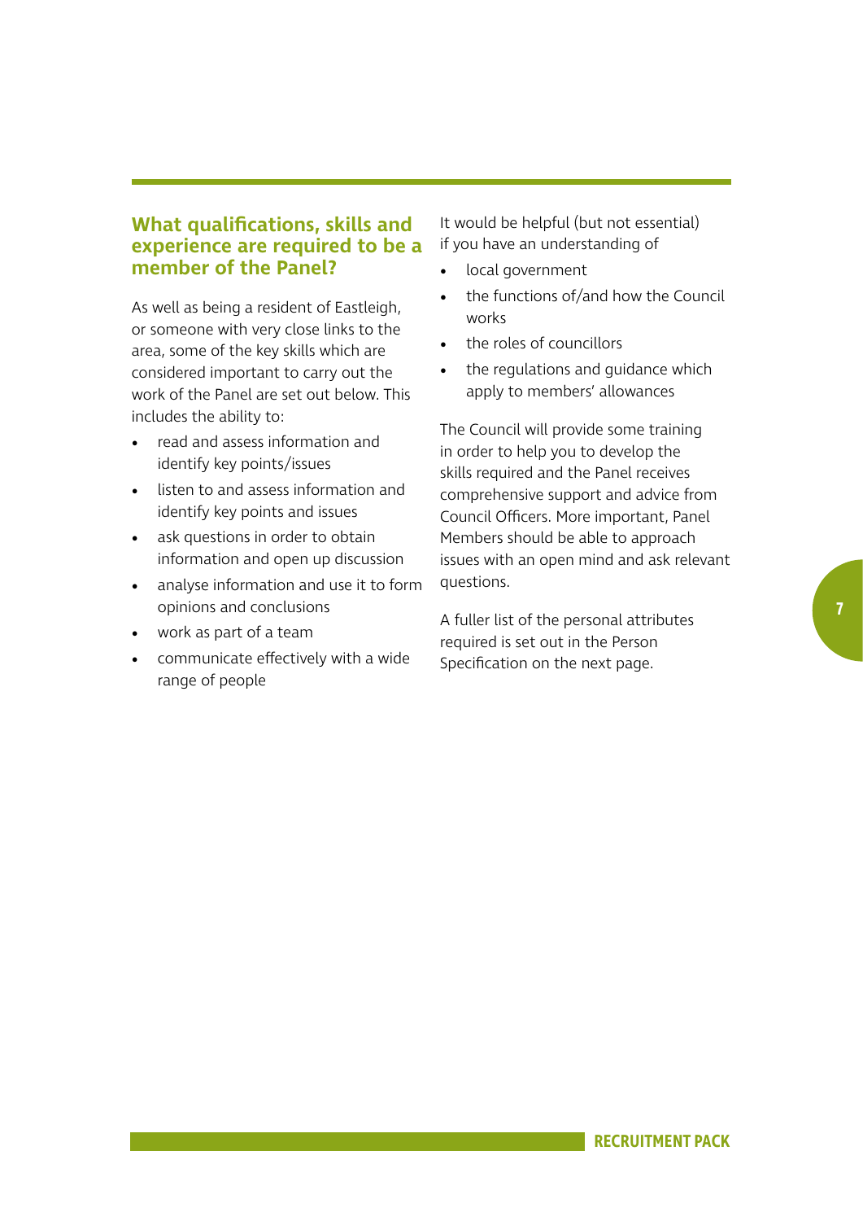## What qualifications, skills and experience are required to be a member of the Panel?

As well as being a resident of Eastleigh, or someone with very close links to the area, some of the key skills which are considered important to carry out the work of the Panel are set out below. This includes the ability to:

- read and assess information and identify key points/issues
- listen to and assess information and identify key points and issues
- ask questions in order to obtain information and open up discussion
- analyse information and use it to form opinions and conclusions
- work as part of a team
- communicate effectively with a wide range of people

It would be helpful (but not essential) if you have an understanding of

- local government
- the functions of/and how the Council works
- the roles of councillors
- the regulations and guidance which apply to members' allowances

The Council will provide some training in order to help you to develop the skills required and the Panel receives comprehensive support and advice from Council Officers. More important, Panel Members should be able to approach issues with an open mind and ask relevant questions.

A fuller list of the personal attributes required is set out in the Person Specification on the next page.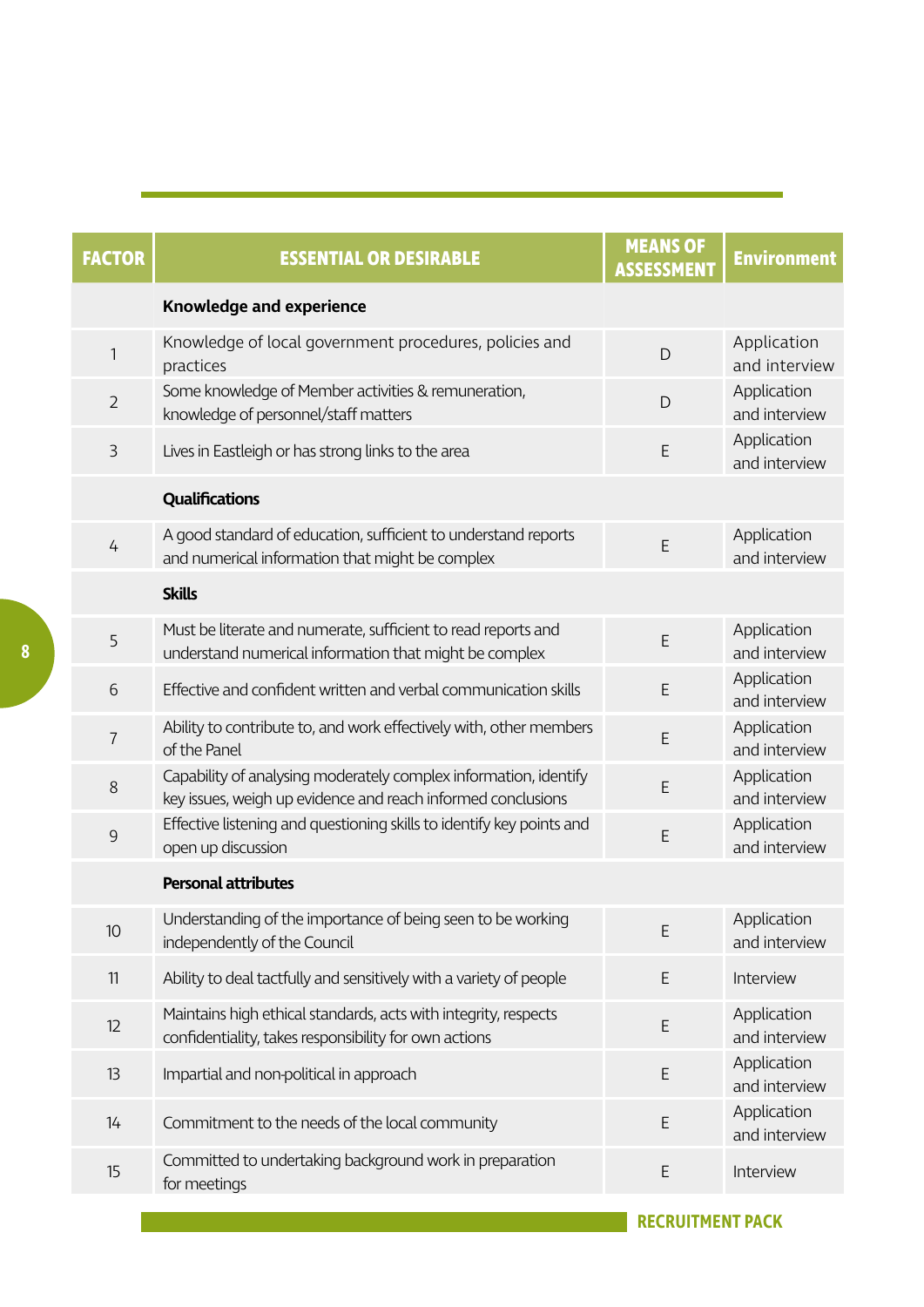| FACTOR | ESSENTIAL OR DESIRABLE | MEANS OF ASSESSMENT | Environment |
|---|---|---|---|
| | **Knowledge and experience** | | |
| 1 | Knowledge of local government procedures, policies and practices | D | Application and interview |
| 2 | Some knowledge of Member activities & remuneration, knowledge of personnel/staff matters | D | Application and interview |
| 3 | Lives in Eastleigh or has strong links to the area | E | Application and interview |
| | **Qualifications** | | |
| 4 | A good standard of education, sufficient to understand reports and numerical information that might be complex | E | Application and interview |
| | **Skills** | | |
| 5 | Must be literate and numerate, sufficient to read reports and understand numerical information that might be complex | E | Application and interview |
| 6 | Effective and confident written and verbal communication skills | E | Application and interview |
| 7 | Ability to contribute to, and work effectively with, other members of the Panel | E | Application and interview |
| 8 | Capability of analysing moderately complex information, identify key issues, weigh up evidence and reach informed conclusions | E | Application and interview |
| 9 | Effective listening and questioning skills to identify key points and open up discussion | E | Application and interview |
| | **Personal attributes** | | |
| 10 | Understanding of the importance of being seen to be working independently of the Council | E | Application and interview |
| 11 | Ability to deal tactfully and sensitively with a variety of people | E | Interview |
| 12 | Maintains high ethical standards, acts with integrity, respects confidentiality, takes responsibility for own actions | E | Application and interview |
| 13 | Impartial and non-political in approach | E | Application and interview |
| 14 | Commitment to the needs of the local community | E | Application and interview |
| 15 | Committed to undertaking background work in preparation for meetings | E | Interview |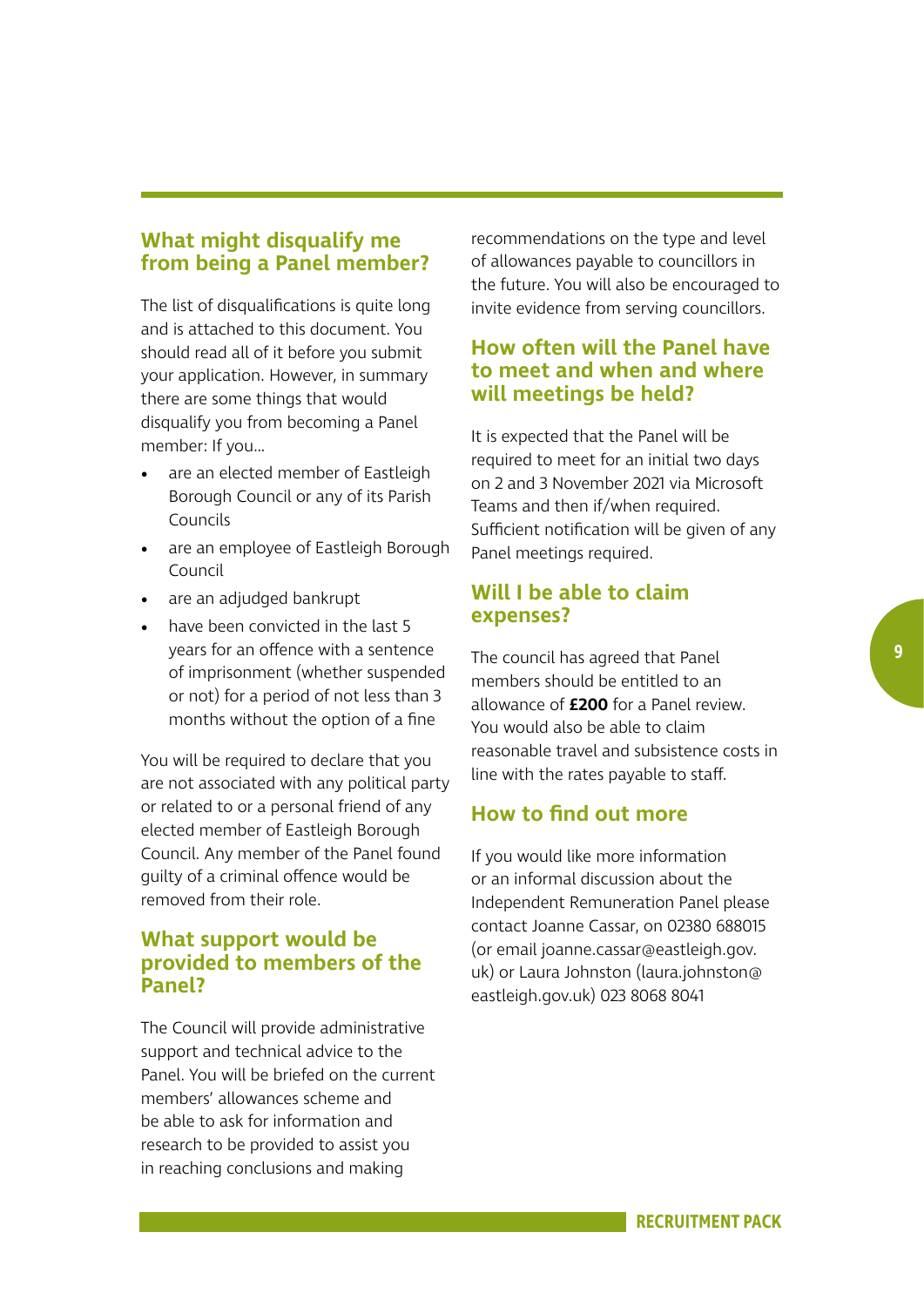## What might disqualify me from being a Panel member?

The list of disqualifications is quite long and is attached to this document. You should read all of it before you submit your application. However, in summary there are some things that would disqualify you from becoming a Panel member: If you...

- are an elected member of Eastleigh Borough Council or any of its Parish Councils
- are an employee of Eastleigh Borough Council
- are an adjudged bankrupt
- have been convicted in the last 5 years for an offence with a sentence of imprisonment (whether suspended or not) for a period of not less than 3 months without the option of a fine

You will be required to declare that you are not associated with any political party or related to or a personal friend of any elected member of Eastleigh Borough Council. Any member of the Panel found guilty of a criminal offence would be removed from their role.

## What support would be provided to members of the Panel?

The Council will provide administrative support and technical advice to the Panel. You will be briefed on the current members' allowances scheme and be able to ask for information and research to be provided to assist you in reaching conclusions and making recommendations on the type and level of allowances payable to councillors in the future. You will also be encouraged to invite evidence from serving councillors.

## How often will the Panel have to meet and when and where will meetings be held?

It is expected that the Panel will be required to meet for an initial two days on 2 and 3 November 2021 via Microsoft Teams and then if/when required. Sufficient notification will be given of any Panel meetings required.

## Will I be able to claim expenses?

The council has agreed that Panel members should be entitled to an allowance of **£200** for a Panel review. You would also be able to claim reasonable travel and subsistence costs in line with the rates payable to staff.

## How to find out more

If you would like more information or an informal discussion about the Independent Remuneration Panel please contact Joanne Cassar, on 02380 688015 (or email joanne.cassar@eastleigh.gov.uk) or Laura Johnston (laura.johnston@eastleigh.gov.uk) 023 8068 8041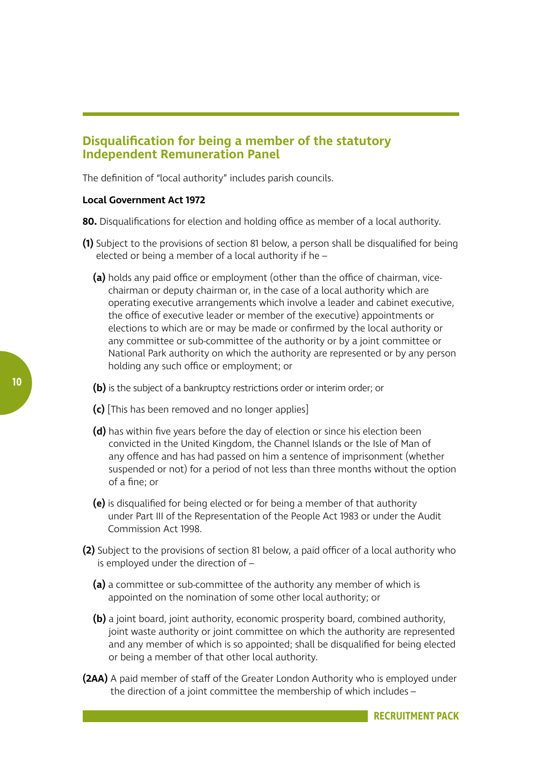## Disqualification for being a member of the statutory Independent Remuneration Panel

The definition of "local authority" includes parish councils.

**Local Government Act 1972**

**80.** Disqualifications for election and holding office as member of a local authority.

**(1)** Subject to the provisions of section 81 below, a person shall be disqualified for being elected or being a member of a local authority if he –

**(a)** holds any paid office or employment (other than the office of chairman, vice-chairman or deputy chairman or, in the case of a local authority which are operating executive arrangements which involve a leader and cabinet executive, the office of executive leader or member of the executive) appointments or elections to which are or may be made or confirmed by the local authority or any committee or sub-committee of the authority or by a joint committee or National Park authority on which the authority are represented or by any person holding any such office or employment; or

**(b)** is the subject of a bankruptcy restrictions order or interim order; or

**(c)** [This has been removed and no longer applies]

**(d)** has within five years before the day of election or since his election been convicted in the United Kingdom, the Channel Islands or the Isle of Man of any offence and has had passed on him a sentence of imprisonment (whether suspended or not) for a period of not less than three months without the option of a fine; or

**(e)** is disqualified for being elected or for being a member of that authority under Part III of the Representation of the People Act 1983 or under the Audit Commission Act 1998.

**(2)** Subject to the provisions of section 81 below, a paid officer of a local authority who is employed under the direction of –

**(a)** a committee or sub-committee of the authority any member of which is appointed on the nomination of some other local authority; or

**(b)** a joint board, joint authority, economic prosperity board, combined authority, joint waste authority or joint committee on which the authority are represented and any member of which is so appointed; shall be disqualified for being elected or being a member of that other local authority.

**(2AA)** A paid member of staff of the Greater London Authority who is employed under the direction of a joint committee the membership of which includes –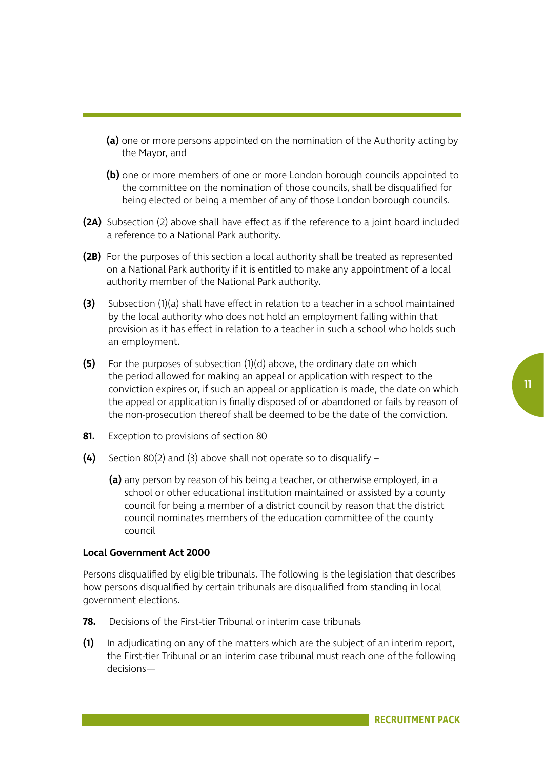- **(a)** one or more persons appointed on the nomination of the Authority acting by the Mayor, and
- **(b)** one or more members of one or more London borough councils appointed to the committee on the nomination of those councils, shall be disqualified for being elected or being a member of any of those London borough councils.

**(2A)** Subsection (2) above shall have effect as if the reference to a joint board included a reference to a National Park authority.

**(2B)** For the purposes of this section a local authority shall be treated as represented on a National Park authority if it is entitled to make any appointment of a local authority member of the National Park authority.

**(3)** Subsection (1)(a) shall have effect in relation to a teacher in a school maintained by the local authority who does not hold an employment falling within that provision as it has effect in relation to a teacher in such a school who holds such an employment.

**(5)** For the purposes of subsection (1)(d) above, the ordinary date on which the period allowed for making an appeal or application with respect to the conviction expires or, if such an appeal or application is made, the date on which the appeal or application is finally disposed of or abandoned or fails by reason of the non-prosecution thereof shall be deemed to be the date of the conviction.

**81.** Exception to provisions of section 80

**(4)** Section 80(2) and (3) above shall not operate so to disqualify –

- **(a)** any person by reason of his being a teacher, or otherwise employed, in a school or other educational institution maintained or assisted by a county council for being a member of a district council by reason that the district council nominates members of the education committee of the county council

**Local Government Act 2000**

Persons disqualified by eligible tribunals. The following is the legislation that describes how persons disqualified by certain tribunals are disqualified from standing in local government elections.

**78.** Decisions of the First-tier Tribunal or interim case tribunals

**(1)** In adjudicating on any of the matters which are the subject of an interim report, the First-tier Tribunal or an interim case tribunal must reach one of the following decisions—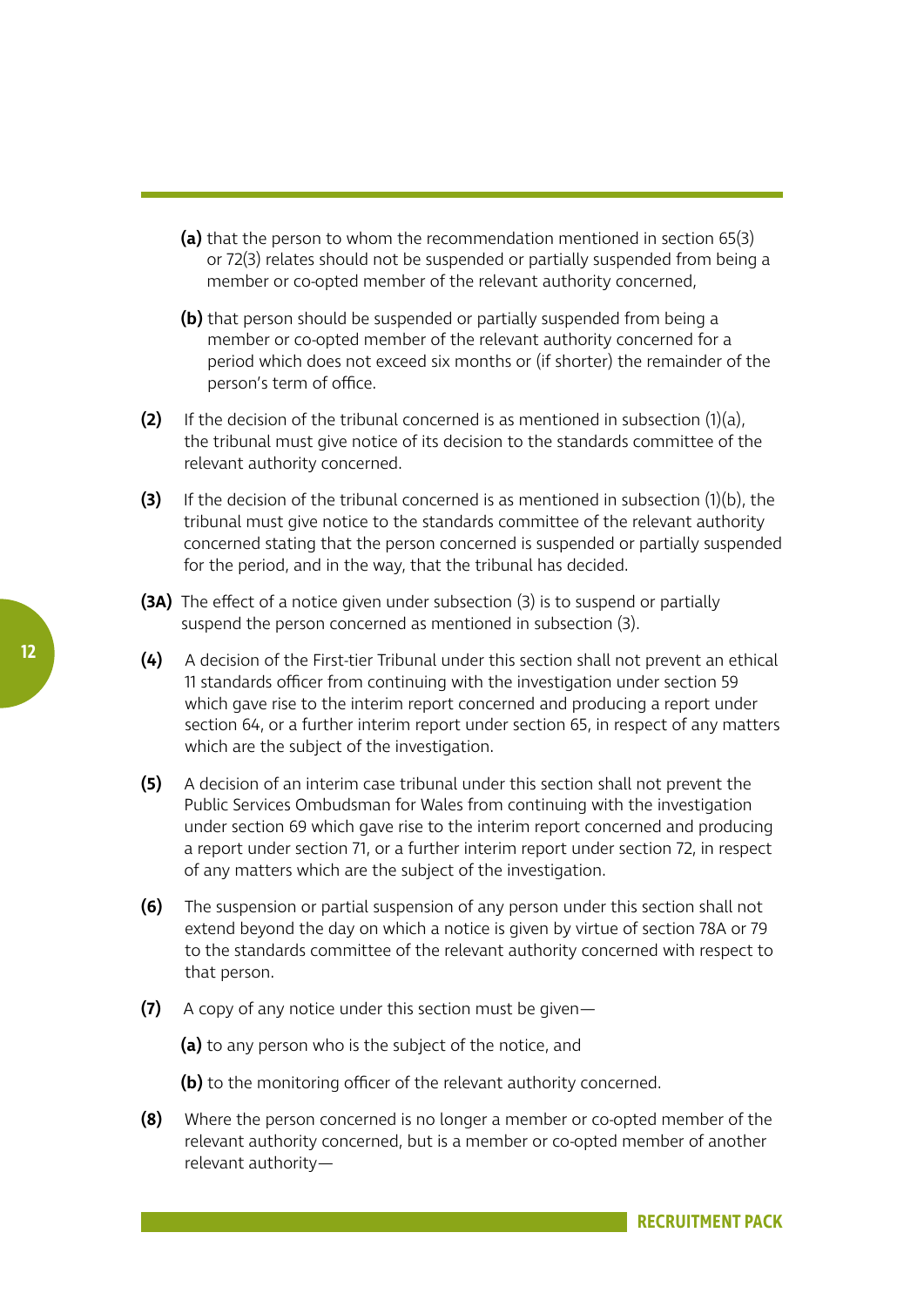- **(a)** that the person to whom the recommendation mentioned in section 65(3) or 72(3) relates should not be suspended or partially suspended from being a member or co-opted member of the relevant authority concerned,
- **(b)** that person should be suspended or partially suspended from being a member or co-opted member of the relevant authority concerned for a period which does not exceed six months or (if shorter) the remainder of the person's term of office.

**(2)** If the decision of the tribunal concerned is as mentioned in subsection (1)(a), the tribunal must give notice of its decision to the standards committee of the relevant authority concerned.

**(3)** If the decision of the tribunal concerned is as mentioned in subsection (1)(b), the tribunal must give notice to the standards committee of the relevant authority concerned stating that the person concerned is suspended or partially suspended for the period, and in the way, that the tribunal has decided.

**(3A)** The effect of a notice given under subsection (3) is to suspend or partially suspend the person concerned as mentioned in subsection (3).

**(4)** A decision of the First-tier Tribunal under this section shall not prevent an ethical 11 standards officer from continuing with the investigation under section 59 which gave rise to the interim report concerned and producing a report under section 64, or a further interim report under section 65, in respect of any matters which are the subject of the investigation.

**(5)** A decision of an interim case tribunal under this section shall not prevent the Public Services Ombudsman for Wales from continuing with the investigation under section 69 which gave rise to the interim report concerned and producing a report under section 71, or a further interim report under section 72, in respect of any matters which are the subject of the investigation.

**(6)** The suspension or partial suspension of any person under this section shall not extend beyond the day on which a notice is given by virtue of section 78A or 79 to the standards committee of the relevant authority concerned with respect to that person.

**(7)** A copy of any notice under this section must be given—

- **(a)** to any person who is the subject of the notice, and
- **(b)** to the monitoring officer of the relevant authority concerned.

**(8)** Where the person concerned is no longer a member or co-opted member of the relevant authority concerned, but is a member or co-opted member of another relevant authority—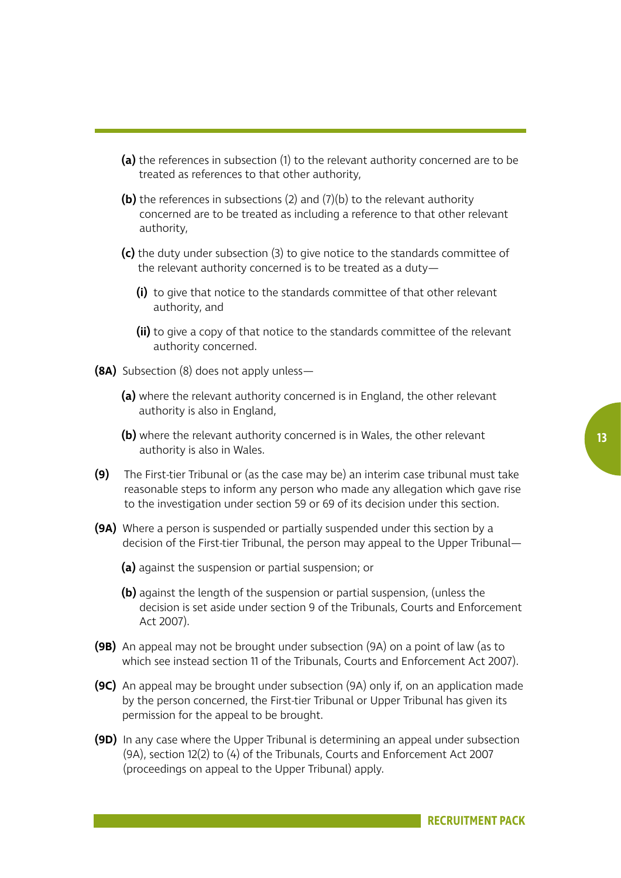**(a)** the references in subsection (1) to the relevant authority concerned are to be treated as references to that other authority,

**(b)** the references in subsections (2) and (7)(b) to the relevant authority concerned are to be treated as including a reference to that other relevant authority,

**(c)** the duty under subsection (3) to give notice to the standards committee of the relevant authority concerned is to be treated as a duty—

**(i)** to give that notice to the standards committee of that other relevant authority, and

**(ii)** to give a copy of that notice to the standards committee of the relevant authority concerned.

**(8A)** Subsection (8) does not apply unless—

**(a)** where the relevant authority concerned is in England, the other relevant authority is also in England,

**(b)** where the relevant authority concerned is in Wales, the other relevant authority is also in Wales.

**(9)** The First-tier Tribunal or (as the case may be) an interim case tribunal must take reasonable steps to inform any person who made any allegation which gave rise to the investigation under section 59 or 69 of its decision under this section.

**(9A)** Where a person is suspended or partially suspended under this section by a decision of the First-tier Tribunal, the person may appeal to the Upper Tribunal—

**(a)** against the suspension or partial suspension; or

**(b)** against the length of the suspension or partial suspension, (unless the decision is set aside under section 9 of the Tribunals, Courts and Enforcement Act 2007).

**(9B)** An appeal may not be brought under subsection (9A) on a point of law (as to which see instead section 11 of the Tribunals, Courts and Enforcement Act 2007).

**(9C)** An appeal may be brought under subsection (9A) only if, on an application made by the person concerned, the First-tier Tribunal or Upper Tribunal has given its permission for the appeal to be brought.

**(9D)** In any case where the Upper Tribunal is determining an appeal under subsection (9A), section 12(2) to (4) of the Tribunals, Courts and Enforcement Act 2007 (proceedings on appeal to the Upper Tribunal) apply.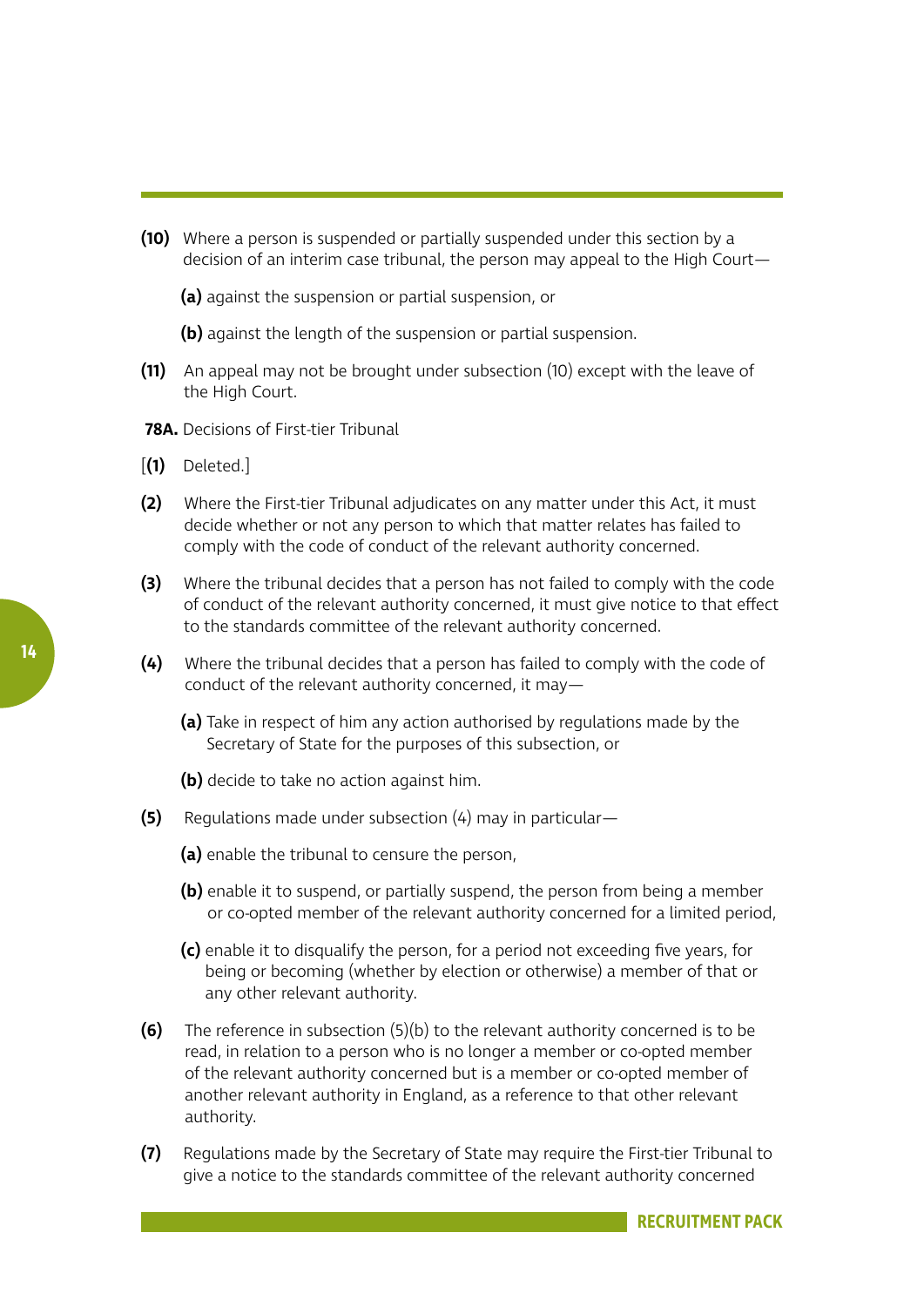**(10)** Where a person is suspended or partially suspended under this section by a decision of an interim case tribunal, the person may appeal to the High Court—

**(a)** against the suspension or partial suspension, or

**(b)** against the length of the suspension or partial suspension.

**(11)** An appeal may not be brought under subsection (10) except with the leave of the High Court.

**78A.** Decisions of First-tier Tribunal

[**(1)** Deleted.]

**(2)** Where the First-tier Tribunal adjudicates on any matter under this Act, it must decide whether or not any person to which that matter relates has failed to comply with the code of conduct of the relevant authority concerned.

**(3)** Where the tribunal decides that a person has not failed to comply with the code of conduct of the relevant authority concerned, it must give notice to that effect to the standards committee of the relevant authority concerned.

**(4)** Where the tribunal decides that a person has failed to comply with the code of conduct of the relevant authority concerned, it may—

**(a)** Take in respect of him any action authorised by regulations made by the Secretary of State for the purposes of this subsection, or

**(b)** decide to take no action against him.

**(5)** Regulations made under subsection (4) may in particular—

**(a)** enable the tribunal to censure the person,

**(b)** enable it to suspend, or partially suspend, the person from being a member or co-opted member of the relevant authority concerned for a limited period,

**(c)** enable it to disqualify the person, for a period not exceeding five years, for being or becoming (whether by election or otherwise) a member of that or any other relevant authority.

**(6)** The reference in subsection (5)(b) to the relevant authority concerned is to be read, in relation to a person who is no longer a member or co-opted member of the relevant authority concerned but is a member or co-opted member of another relevant authority in England, as a reference to that other relevant authority.

**(7)** Regulations made by the Secretary of State may require the First-tier Tribunal to give a notice to the standards committee of the relevant authority concerned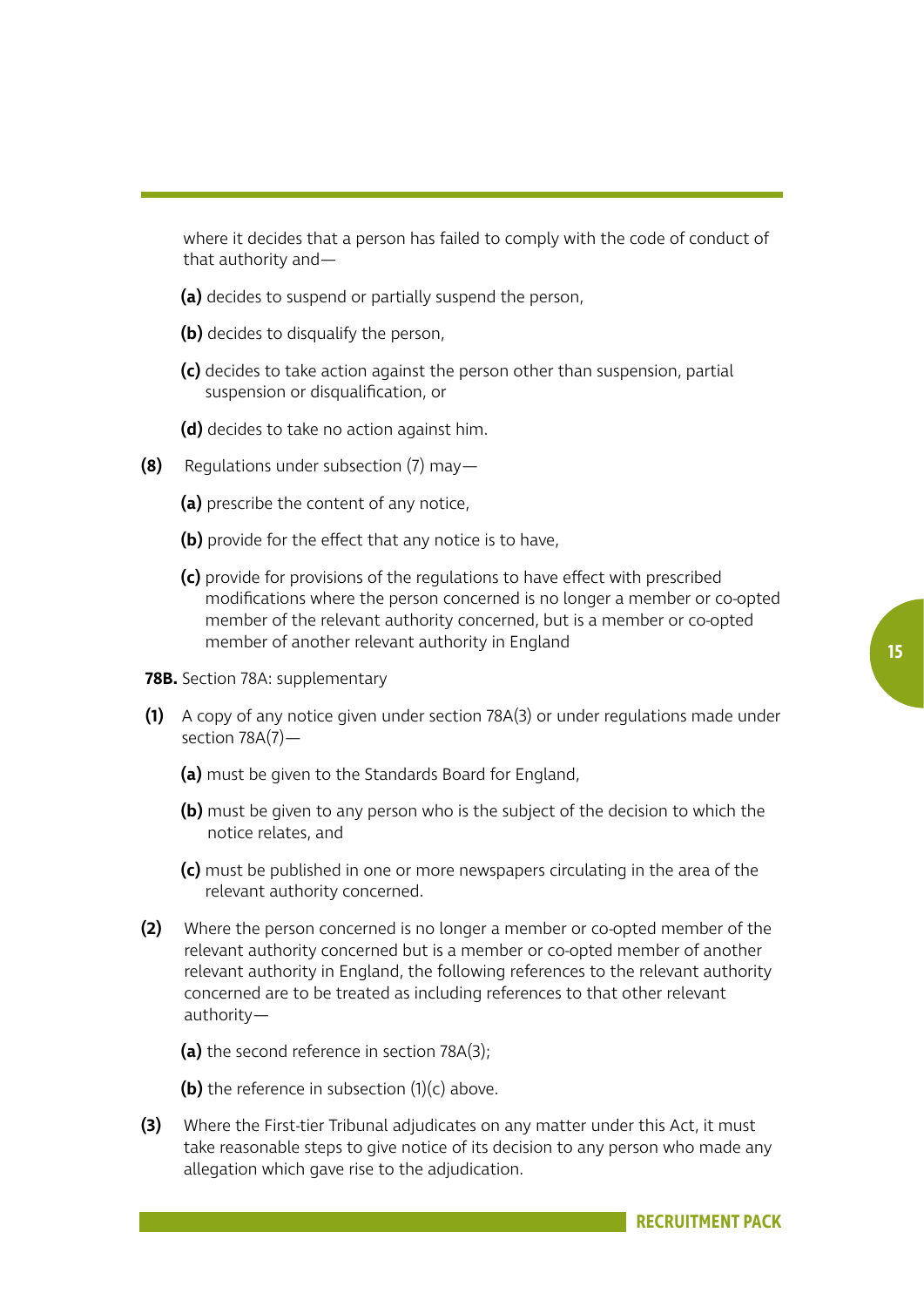where it decides that a person has failed to comply with the code of conduct of that authority and—

**(a)** decides to suspend or partially suspend the person,

**(b)** decides to disqualify the person,

**(c)** decides to take action against the person other than suspension, partial suspension or disqualification, or

**(d)** decides to take no action against him.

**(8)** Regulations under subsection (7) may—

**(a)** prescribe the content of any notice,

**(b)** provide for the effect that any notice is to have,

**(c)** provide for provisions of the regulations to have effect with prescribed modifications where the person concerned is no longer a member or co-opted member of the relevant authority concerned, but is a member or co-opted member of another relevant authority in England

**78B.** Section 78A: supplementary

**(1)** A copy of any notice given under section 78A(3) or under regulations made under section 78A(7)—

**(a)** must be given to the Standards Board for England,

**(b)** must be given to any person who is the subject of the decision to which the notice relates, and

**(c)** must be published in one or more newspapers circulating in the area of the relevant authority concerned.

**(2)** Where the person concerned is no longer a member or co-opted member of the relevant authority concerned but is a member or co-opted member of another relevant authority in England, the following references to the relevant authority concerned are to be treated as including references to that other relevant authority—

**(a)** the second reference in section 78A(3);

**(b)** the reference in subsection (1)(c) above.

**(3)** Where the First-tier Tribunal adjudicates on any matter under this Act, it must take reasonable steps to give notice of its decision to any person who made any allegation which gave rise to the adjudication.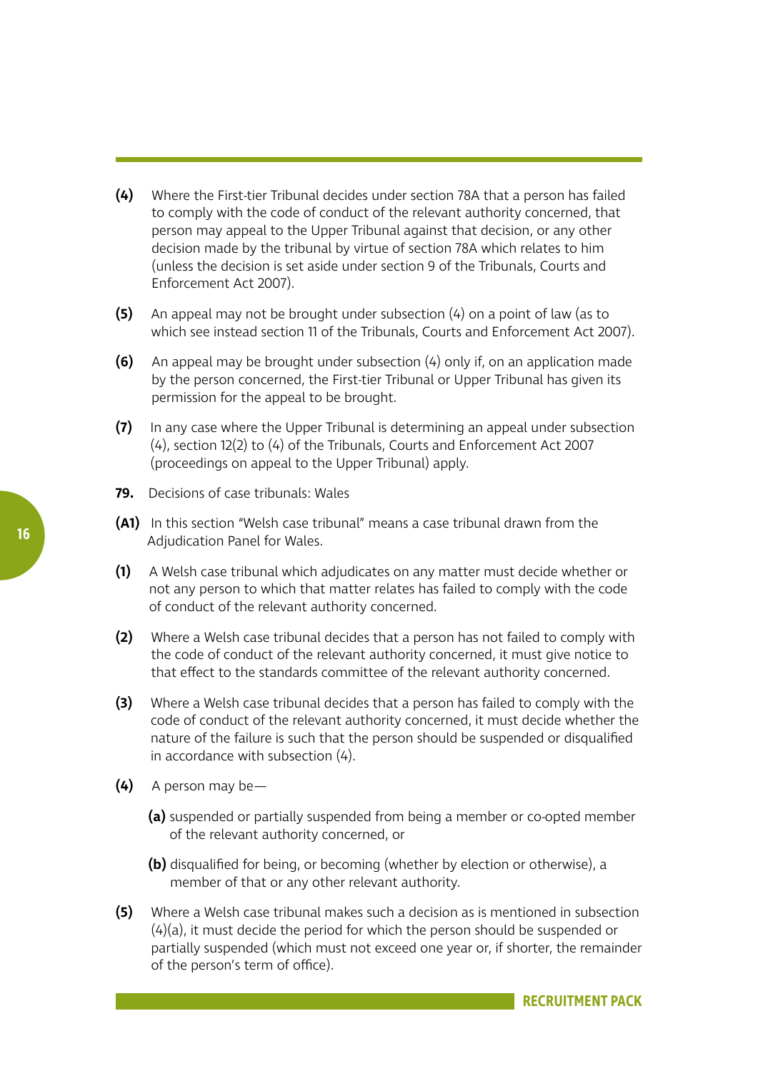**(4)** Where the First-tier Tribunal decides under section 78A that a person has failed to comply with the code of conduct of the relevant authority concerned, that person may appeal to the Upper Tribunal against that decision, or any other decision made by the tribunal by virtue of section 78A which relates to him (unless the decision is set aside under section 9 of the Tribunals, Courts and Enforcement Act 2007).

**(5)** An appeal may not be brought under subsection (4) on a point of law (as to which see instead section 11 of the Tribunals, Courts and Enforcement Act 2007).

**(6)** An appeal may be brought under subsection (4) only if, on an application made by the person concerned, the First-tier Tribunal or Upper Tribunal has given its permission for the appeal to be brought.

**(7)** In any case where the Upper Tribunal is determining an appeal under subsection (4), section 12(2) to (4) of the Tribunals, Courts and Enforcement Act 2007 (proceedings on appeal to the Upper Tribunal) apply.

**79.** Decisions of case tribunals: Wales

**(A1)** In this section "Welsh case tribunal" means a case tribunal drawn from the Adjudication Panel for Wales.

**(1)** A Welsh case tribunal which adjudicates on any matter must decide whether or not any person to which that matter relates has failed to comply with the code of conduct of the relevant authority concerned.

**(2)** Where a Welsh case tribunal decides that a person has not failed to comply with the code of conduct of the relevant authority concerned, it must give notice to that effect to the standards committee of the relevant authority concerned.

**(3)** Where a Welsh case tribunal decides that a person has failed to comply with the code of conduct of the relevant authority concerned, it must decide whether the nature of the failure is such that the person should be suspended or disqualified in accordance with subsection (4).

**(4)** A person may be—

- **(a)** suspended or partially suspended from being a member or co-opted member of the relevant authority concerned, or
- **(b)** disqualified for being, or becoming (whether by election or otherwise), a member of that or any other relevant authority.

**(5)** Where a Welsh case tribunal makes such a decision as is mentioned in subsection (4)(a), it must decide the period for which the person should be suspended or partially suspended (which must not exceed one year or, if shorter, the remainder of the person's term of office).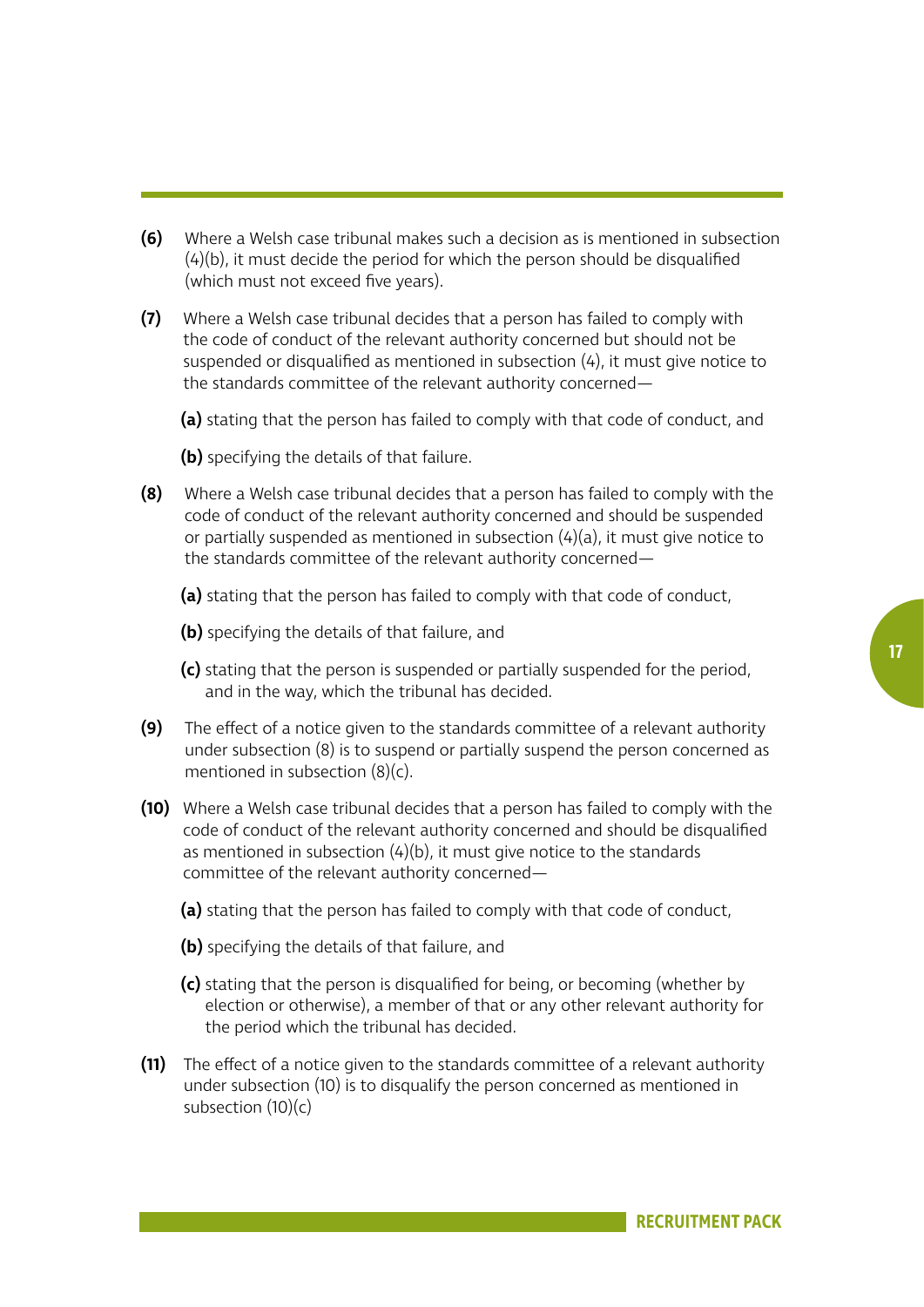**(6)** Where a Welsh case tribunal makes such a decision as is mentioned in subsection (4)(b), it must decide the period for which the person should be disqualified (which must not exceed five years).

**(7)** Where a Welsh case tribunal decides that a person has failed to comply with the code of conduct of the relevant authority concerned but should not be suspended or disqualified as mentioned in subsection (4), it must give notice to the standards committee of the relevant authority concerned—

**(a)** stating that the person has failed to comply with that code of conduct, and

**(b)** specifying the details of that failure.

**(8)** Where a Welsh case tribunal decides that a person has failed to comply with the code of conduct of the relevant authority concerned and should be suspended or partially suspended as mentioned in subsection (4)(a), it must give notice to the standards committee of the relevant authority concerned—

**(a)** stating that the person has failed to comply with that code of conduct,

**(b)** specifying the details of that failure, and

**(c)** stating that the person is suspended or partially suspended for the period, and in the way, which the tribunal has decided.

**(9)** The effect of a notice given to the standards committee of a relevant authority under subsection (8) is to suspend or partially suspend the person concerned as mentioned in subsection (8)(c).

**(10)** Where a Welsh case tribunal decides that a person has failed to comply with the code of conduct of the relevant authority concerned and should be disqualified as mentioned in subsection (4)(b), it must give notice to the standards committee of the relevant authority concerned—

**(a)** stating that the person has failed to comply with that code of conduct,

**(b)** specifying the details of that failure, and

**(c)** stating that the person is disqualified for being, or becoming (whether by election or otherwise), a member of that or any other relevant authority for the period which the tribunal has decided.

**(11)** The effect of a notice given to the standards committee of a relevant authority under subsection (10) is to disqualify the person concerned as mentioned in subsection (10)(c)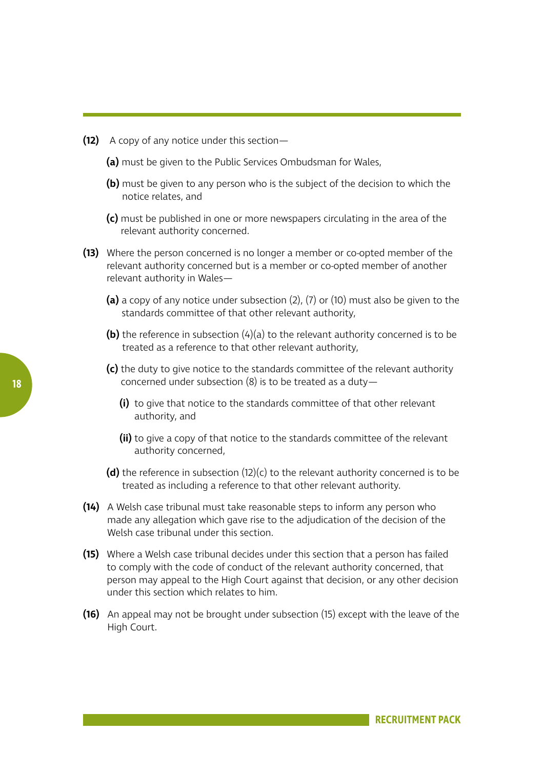**(12)** A copy of any notice under this section—

**(a)** must be given to the Public Services Ombudsman for Wales,

**(b)** must be given to any person who is the subject of the decision to which the notice relates, and

**(c)** must be published in one or more newspapers circulating in the area of the relevant authority concerned.

**(13)** Where the person concerned is no longer a member or co-opted member of the relevant authority concerned but is a member or co-opted member of another relevant authority in Wales—

**(a)** a copy of any notice under subsection (2), (7) or (10) must also be given to the standards committee of that other relevant authority,

**(b)** the reference in subsection (4)(a) to the relevant authority concerned is to be treated as a reference to that other relevant authority,

**(c)** the duty to give notice to the standards committee of the relevant authority concerned under subsection (8) is to be treated as a duty—

**(i)** to give that notice to the standards committee of that other relevant authority, and

**(ii)** to give a copy of that notice to the standards committee of the relevant authority concerned,

**(d)** the reference in subsection (12)(c) to the relevant authority concerned is to be treated as including a reference to that other relevant authority.

**(14)** A Welsh case tribunal must take reasonable steps to inform any person who made any allegation which gave rise to the adjudication of the decision of the Welsh case tribunal under this section.

**(15)** Where a Welsh case tribunal decides under this section that a person has failed to comply with the code of conduct of the relevant authority concerned, that person may appeal to the High Court against that decision, or any other decision under this section which relates to him.

**(16)** An appeal may not be brought under subsection (15) except with the leave of the High Court.